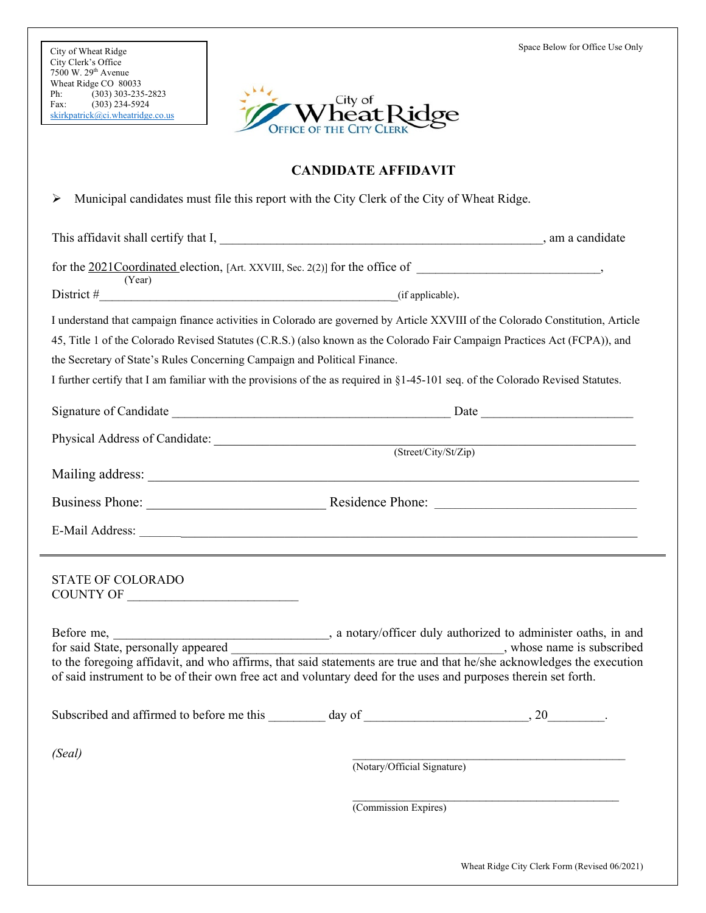City of Wheat Ridge
City Clerk's Office
7500 W. 29th Avenue
Wheat Ridge CO 80033
Ph: (303) 303-235-2823
Fax: (303) 234-5924
skirkpatrick@ci.wheatridge.co.us

Space Below for Office Use Only

City of Wheat Ridge
OFFICE OF THE CITY CLERK

# CANDIDATE AFFIDAVIT

- Municipal candidates must file this report with the City Clerk of the City of Wheat Ridge.

This affidavit shall certify that I, \_\_\_\_\_\_\_\_\_\_\_\_\_\_\_\_\_\_\_\_\_\_\_\_\_\_\_\_\_\_\_\_\_\_\_\_\_\_\_\_\_\_\_\_\_\_, am a candidate

for the 2021Coordinated election, [Art. XXVIII, Sec. 2(2)] for the office of \_\_\_\_\_\_\_\_\_\_\_\_\_\_\_\_\_\_\_\_\_\_\_\_\_\_\_\_,
(Year)

District #\_\_\_\_\_\_\_\_\_\_\_\_\_\_\_\_\_\_\_\_\_\_\_\_\_\_\_\_\_\_\_\_\_\_\_\_\_\_\_\_\_\_\_\_\_\_(if applicable).

I understand that campaign finance activities in Colorado are governed by Article XXVIII of the Colorado Constitution, Article 45, Title 1 of the Colorado Revised Statutes (C.R.S.) (also known as the Colorado Fair Campaign Practices Act (FCPA)), and the Secretary of State's Rules Concerning Campaign and Political Finance.

I further certify that I am familiar with the provisions of the as required in §1-45-101 seq. of the Colorado Revised Statutes.

Signature of Candidate \_\_\_\_\_\_\_\_\_\_\_\_\_\_\_\_\_\_\_\_\_\_\_\_\_\_\_\_\_\_\_\_\_\_\_\_\_\_\_\_\_\_ Date \_\_\_\_\_\_\_\_\_\_\_\_\_\_\_\_\_\_\_\_\_\_\_

Physical Address of Candidate: \_\_\_\_\_\_\_\_\_\_\_\_\_\_\_\_\_\_\_\_\_\_\_\_\_\_\_\_\_\_\_\_\_\_\_\_\_\_\_\_\_\_\_\_\_\_\_\_\_\_\_\_\_\_\_\_\_\_\_\_\_\_
(Street/City/St/Zip)

Mailing address: \_\_\_\_\_\_\_\_\_\_\_\_\_\_\_\_\_\_\_\_\_\_\_\_\_\_\_\_\_\_\_\_\_\_\_\_\_\_\_\_\_\_\_\_\_\_\_\_\_\_\_\_\_\_\_\_\_\_\_\_\_\_\_\_\_\_\_\_\_\_\_\_

Business Phone: \_\_\_\_\_\_\_\_\_\_\_\_\_\_\_\_\_\_\_\_\_\_\_\_\_ Residence Phone: \_\_\_\_\_\_\_\_\_\_\_\_\_\_\_\_\_\_\_\_\_\_\_\_\_\_\_\_\_\_

E-Mail Address: \_\_\_\_\_\_\_\_\_\_\_\_\_\_\_\_\_\_\_\_\_\_\_\_\_\_\_\_\_\_\_\_\_\_\_\_\_\_\_\_\_\_\_\_\_\_\_\_\_\_\_\_\_\_\_\_\_\_\_\_\_\_\_\_\_\_\_\_\_\_\_\_

---

STATE OF COLORADO
COUNTY OF \_\_\_\_\_\_\_\_\_\_\_\_\_\_\_\_\_\_\_\_\_\_\_\_\_\_

Before me, \_\_\_\_\_\_\_\_\_\_\_\_\_\_\_\_\_\_\_\_\_\_\_\_\_\_\_\_\_\_\_\_\_, a notary/officer duly authorized to administer oaths, in and for said State, personally appeared \_\_\_\_\_\_\_\_\_\_\_\_\_\_\_\_\_\_\_\_\_\_\_\_\_\_\_\_\_\_\_\_\_\_\_\_\_\_\_\_, whose name is subscribed to the foregoing affidavit, and who affirms, that said statements are true and that he/she acknowledges the execution of said instrument to be of their own free act and voluntary deed for the uses and purposes therein set forth.

Subscribed and affirmed to before me this \_\_\_\_\_\_\_\_ day of \_\_\_\_\_\_\_\_\_\_\_\_\_\_\_\_\_\_\_\_\_\_\_\_, 20\_\_\_\_\_\_\_\_.

*(Seal)*

\_\_\_\_\_\_\_\_\_\_\_\_\_\_\_\_\_\_\_\_\_\_\_\_\_\_\_\_\_\_\_\_\_\_\_\_\_\_\_\_\_\_\_\_
(Notary/Official Signature)

\_\_\_\_\_\_\_\_\_\_\_\_\_\_\_\_\_\_\_\_\_\_\_\_\_\_\_\_\_\_\_\_\_\_\_\_\_\_\_\_\_\_\_\_
(Commission Expires)

Wheat Ridge City Clerk Form (Revised 06/2021)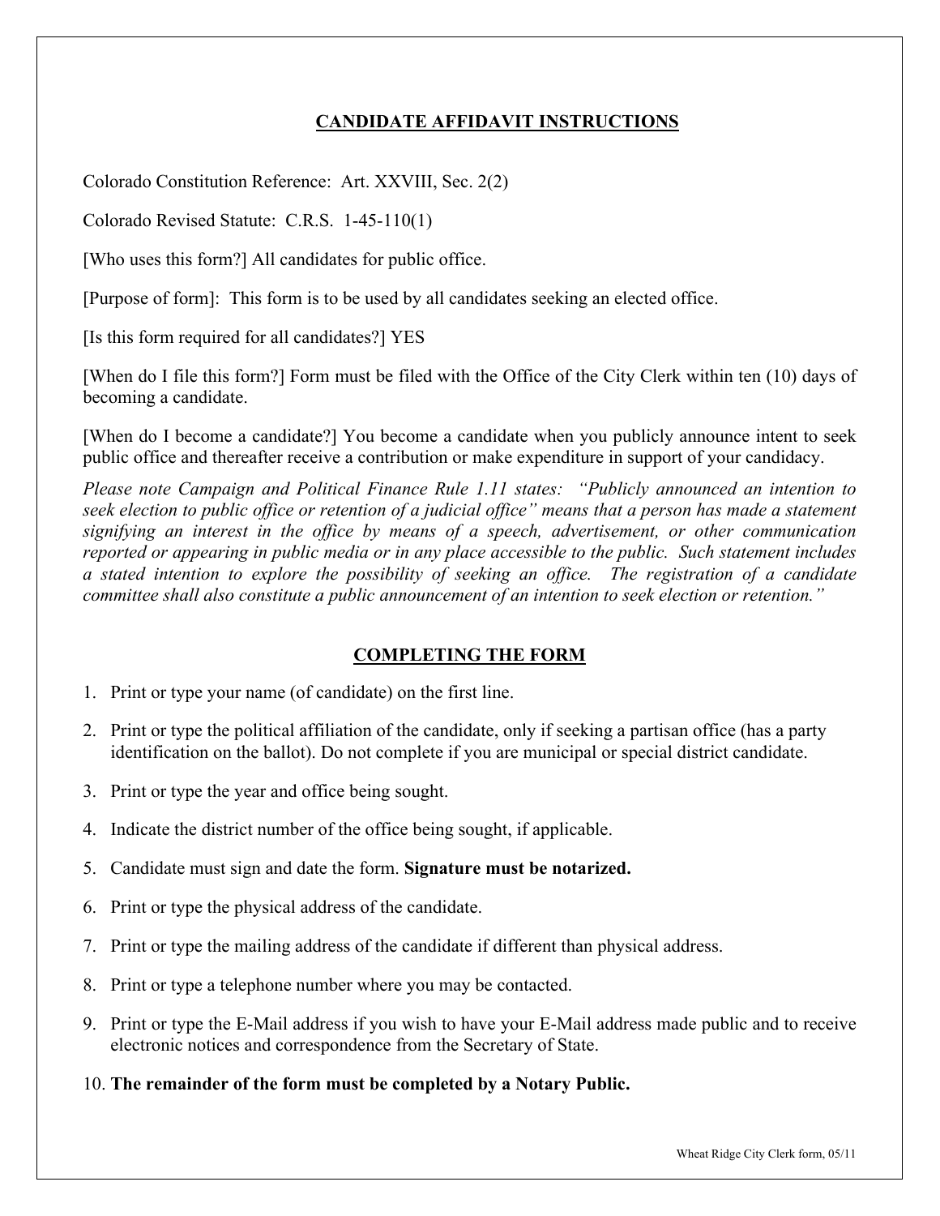## CANDIDATE AFFIDAVIT INSTRUCTIONS

Colorado Constitution Reference: Art. XXVIII, Sec. 2(2)

Colorado Revised Statute: C.R.S. 1-45-110(1)

[Who uses this form?] All candidates for public office.

[Purpose of form]: This form is to be used by all candidates seeking an elected office.

[Is this form required for all candidates?] YES

[When do I file this form?] Form must be filed with the Office of the City Clerk within ten (10) days of becoming a candidate.

[When do I become a candidate?] You become a candidate when you publicly announce intent to seek public office and thereafter receive a contribution or make expenditure in support of your candidacy.

*Please note Campaign and Political Finance Rule 1.11 states: "Publicly announced an intention to seek election to public office or retention of a judicial office" means that a person has made a statement signifying an interest in the office by means of a speech, advertisement, or other communication reported or appearing in public media or in any place accessible to the public. Such statement includes a stated intention to explore the possibility of seeking an office. The registration of a candidate committee shall also constitute a public announcement of an intention to seek election or retention."*

## COMPLETING THE FORM

1. Print or type your name (of candidate) on the first line.
2. Print or type the political affiliation of the candidate, only if seeking a partisan office (has a party identification on the ballot). Do not complete if you are municipal or special district candidate.
3. Print or type the year and office being sought.
4. Indicate the district number of the office being sought, if applicable.
5. Candidate must sign and date the form. **Signature must be notarized.**
6. Print or type the physical address of the candidate.
7. Print or type the mailing address of the candidate if different than physical address.
8. Print or type a telephone number where you may be contacted.
9. Print or type the E-Mail address if you wish to have your E-Mail address made public and to receive electronic notices and correspondence from the Secretary of State.
10. **The remainder of the form must be completed by a Notary Public.**

Wheat Ridge City Clerk form, 05/11